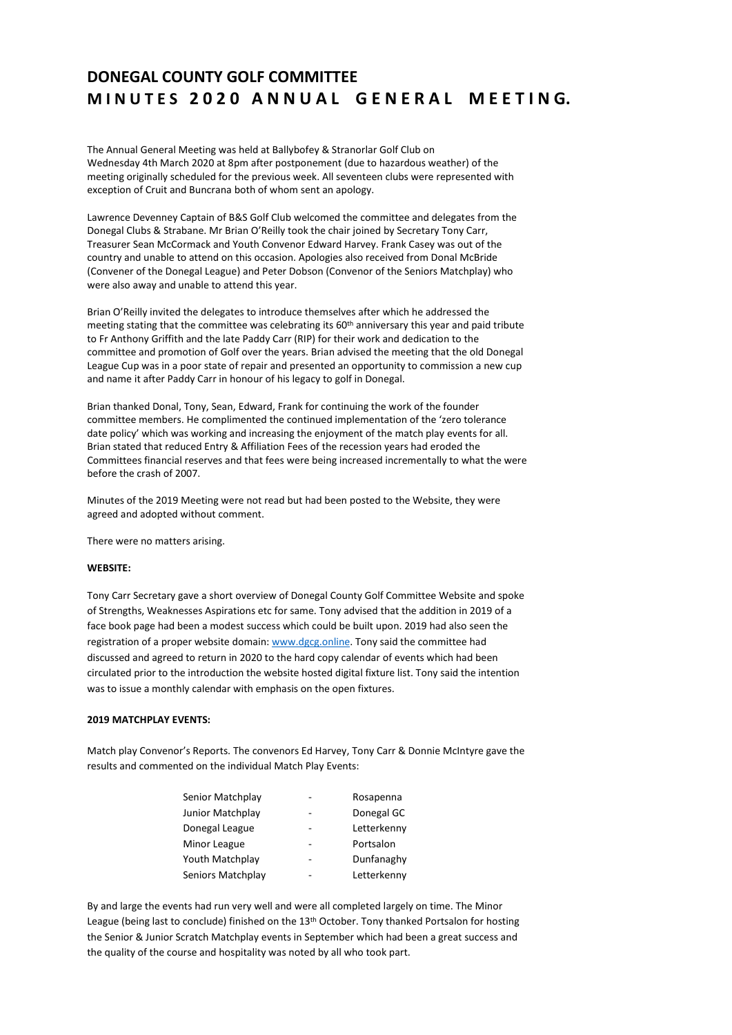# DONEGAL COUNTY GOLF COMMITTEE
# MINUTES 2020 ANNUAL GENERAL MEETING.

The Annual General Meeting was held at Ballybofey & Stranorlar Golf Club on Wednesday 4th March 2020 at 8pm after postponement (due to hazardous weather) of the meeting originally scheduled for the previous week. All seventeen clubs were represented with exception of Cruit and Buncrana both of whom sent an apology.

Lawrence Devenney Captain of B&S Golf Club welcomed the committee and delegates from the Donegal Clubs & Strabane. Mr Brian O'Reilly took the chair joined by Secretary Tony Carr, Treasurer Sean McCormack and Youth Convenor Edward Harvey. Frank Casey was out of the country and unable to attend on this occasion. Apologies also received from Donal McBride (Convener of the Donegal League) and Peter Dobson (Convenor of the Seniors Matchplay) who were also away and unable to attend this year.

Brian O'Reilly invited the delegates to introduce themselves after which he addressed the meeting stating that the committee was celebrating its 60th anniversary this year and paid tribute to Fr Anthony Griffith and the late Paddy Carr (RIP) for their work and dedication to the committee and promotion of Golf over the years. Brian advised the meeting that the old Donegal League Cup was in a poor state of repair and presented an opportunity to commission a new cup and name it after Paddy Carr in honour of his legacy to golf in Donegal.

Brian thanked Donal, Tony, Sean, Edward, Frank for continuing the work of the founder committee members. He complimented the continued implementation of the 'zero tolerance date policy' which was working and increasing the enjoyment of the match play events for all. Brian stated that reduced Entry & Affiliation Fees of the recession years had eroded the Committees financial reserves and that fees were being increased incrementally to what the were before the crash of 2007.

Minutes of the 2019 Meeting were not read but had been posted to the Website, they were agreed and adopted without comment.

There were no matters arising.

**WEBSITE:**

Tony Carr Secretary gave a short overview of Donegal County Golf Committee Website and spoke of Strengths, Weaknesses Aspirations etc for same. Tony advised that the addition in 2019 of a face book page had been a modest success which could be built upon. 2019 had also seen the registration of a proper website domain: www.dgcg.online. Tony said the committee had discussed and agreed to return in 2020 to the hard copy calendar of events which had been circulated prior to the introduction the website hosted digital fixture list. Tony said the intention was to issue a monthly calendar with emphasis on the open fixtures.

**2019 MATCHPLAY EVENTS:**

Match play Convenor's Reports. The convenors Ed Harvey, Tony Carr & Donnie McIntyre gave the results and commented on the individual Match Play Events:

| | | |
|---|---|---|
| Senior Matchplay | - | Rosapenna |
| Junior Matchplay | - | Donegal GC |
| Donegal League | - | Letterkenny |
| Minor League | - | Portsalon |
| Youth Matchplay | - | Dunfanaghy |
| Seniors Matchplay | - | Letterkenny |

By and large the events had run very well and were all completed largely on time. The Minor League (being last to conclude) finished on the 13th October. Tony thanked Portsalon for hosting the Senior & Junior Scratch Matchplay events in September which had been a great success and the quality of the course and hospitality was noted by all who took part.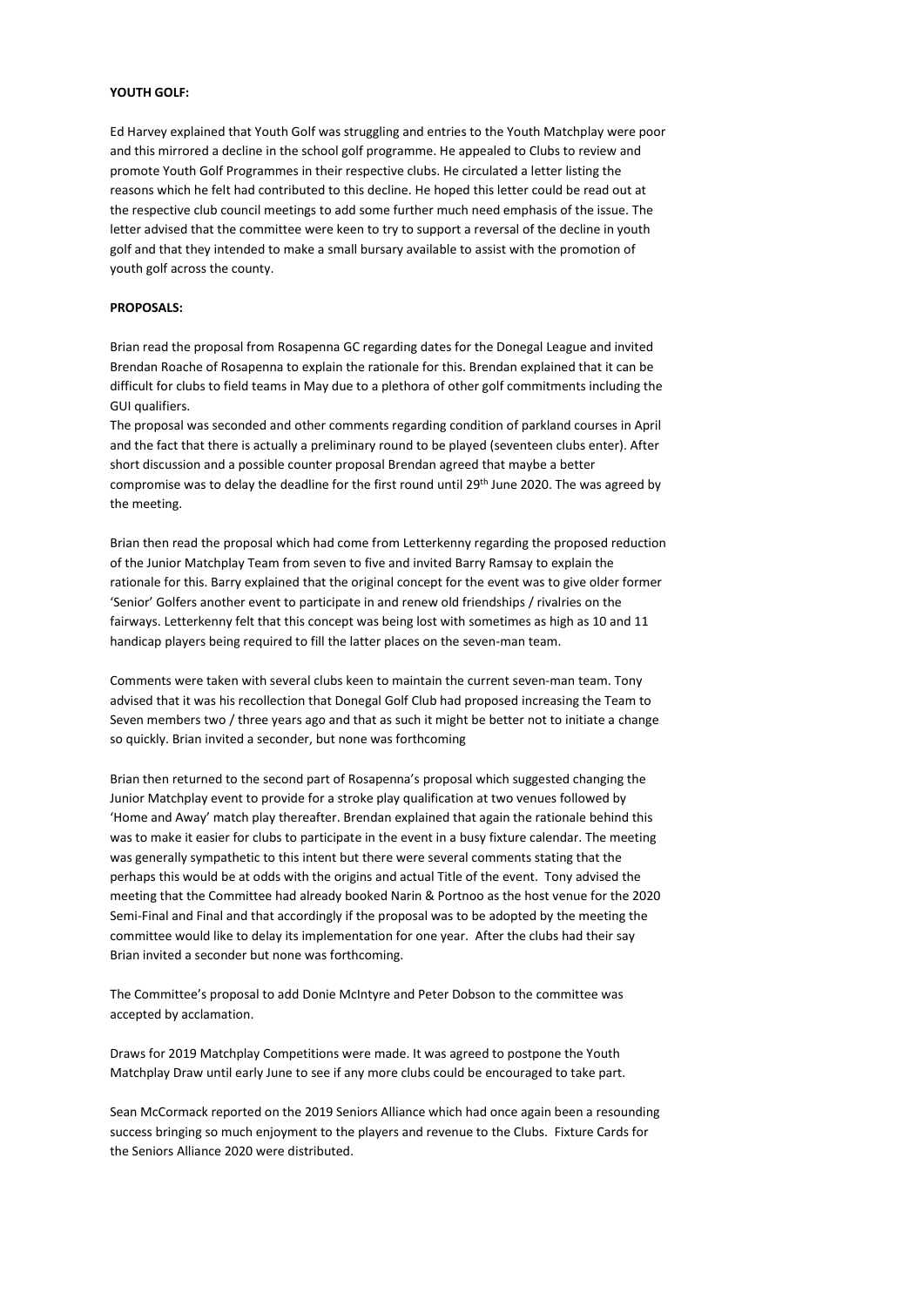**YOUTH GOLF:**

Ed Harvey explained that Youth Golf was struggling and entries to the Youth Matchplay were poor and this mirrored a decline in the school golf programme. He appealed to Clubs to review and promote Youth Golf Programmes in their respective clubs. He circulated a letter listing the reasons which he felt had contributed to this decline. He hoped this letter could be read out at the respective club council meetings to add some further much need emphasis of the issue. The letter advised that the committee were keen to try to support a reversal of the decline in youth golf and that they intended to make a small bursary available to assist with the promotion of youth golf across the county.

**PROPOSALS:**

Brian read the proposal from Rosapenna GC regarding dates for the Donegal League and invited Brendan Roache of Rosapenna to explain the rationale for this. Brendan explained that it can be difficult for clubs to field teams in May due to a plethora of other golf commitments including the GUI qualifiers.
The proposal was seconded and other comments regarding condition of parkland courses in April and the fact that there is actually a preliminary round to be played (seventeen clubs enter). After short discussion and a possible counter proposal Brendan agreed that maybe a better compromise was to delay the deadline for the first round until 29th June 2020. The was agreed by the meeting.

Brian then read the proposal which had come from Letterkenny regarding the proposed reduction of the Junior Matchplay Team from seven to five and invited Barry Ramsay to explain the rationale for this. Barry explained that the original concept for the event was to give older former 'Senior' Golfers another event to participate in and renew old friendships / rivalries on the fairways. Letterkenny felt that this concept was being lost with sometimes as high as 10 and 11 handicap players being required to fill the latter places on the seven-man team.

Comments were taken with several clubs keen to maintain the current seven-man team. Tony advised that it was his recollection that Donegal Golf Club had proposed increasing the Team to Seven members two / three years ago and that as such it might be better not to initiate a change so quickly. Brian invited a seconder, but none was forthcoming

Brian then returned to the second part of Rosapenna's proposal which suggested changing the Junior Matchplay event to provide for a stroke play qualification at two venues followed by 'Home and Away' match play thereafter. Brendan explained that again the rationale behind this was to make it easier for clubs to participate in the event in a busy fixture calendar. The meeting was generally sympathetic to this intent but there were several comments stating that the perhaps this would be at odds with the origins and actual Title of the event. Tony advised the meeting that the Committee had already booked Narin & Portnoo as the host venue for the 2020 Semi-Final and Final and that accordingly if the proposal was to be adopted by the meeting the committee would like to delay its implementation for one year. After the clubs had their say Brian invited a seconder but none was forthcoming.

The Committee's proposal to add Donie McIntyre and Peter Dobson to the committee was accepted by acclamation.

Draws for 2019 Matchplay Competitions were made. It was agreed to postpone the Youth Matchplay Draw until early June to see if any more clubs could be encouraged to take part.

Sean McCormack reported on the 2019 Seniors Alliance which had once again been a resounding success bringing so much enjoyment to the players and revenue to the Clubs. Fixture Cards for the Seniors Alliance 2020 were distributed.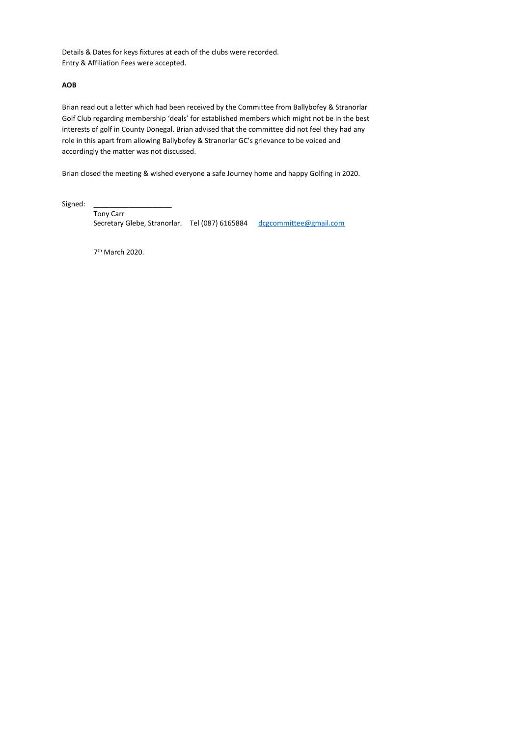Details & Dates for keys fixtures at each of the clubs were recorded.
Entry & Affiliation Fees were accepted.

**AOB**

Brian read out a letter which had been received by the Committee from Ballybofey & Stranorlar Golf Club regarding membership 'deals' for established members which might not be in the best interests of golf in County Donegal. Brian advised that the committee did not feel they had any role in this apart from allowing Ballybofey & Stranorlar GC's grievance to be voiced and accordingly the matter was not discussed.

Brian closed the meeting & wished everyone a safe Journey home and happy Golfing in 2020.

Signed: ____________________

Tony Carr
Secretary Glebe, Stranorlar. Tel (087) 6165884 dcgcommittee@gmail.com

7th March 2020.